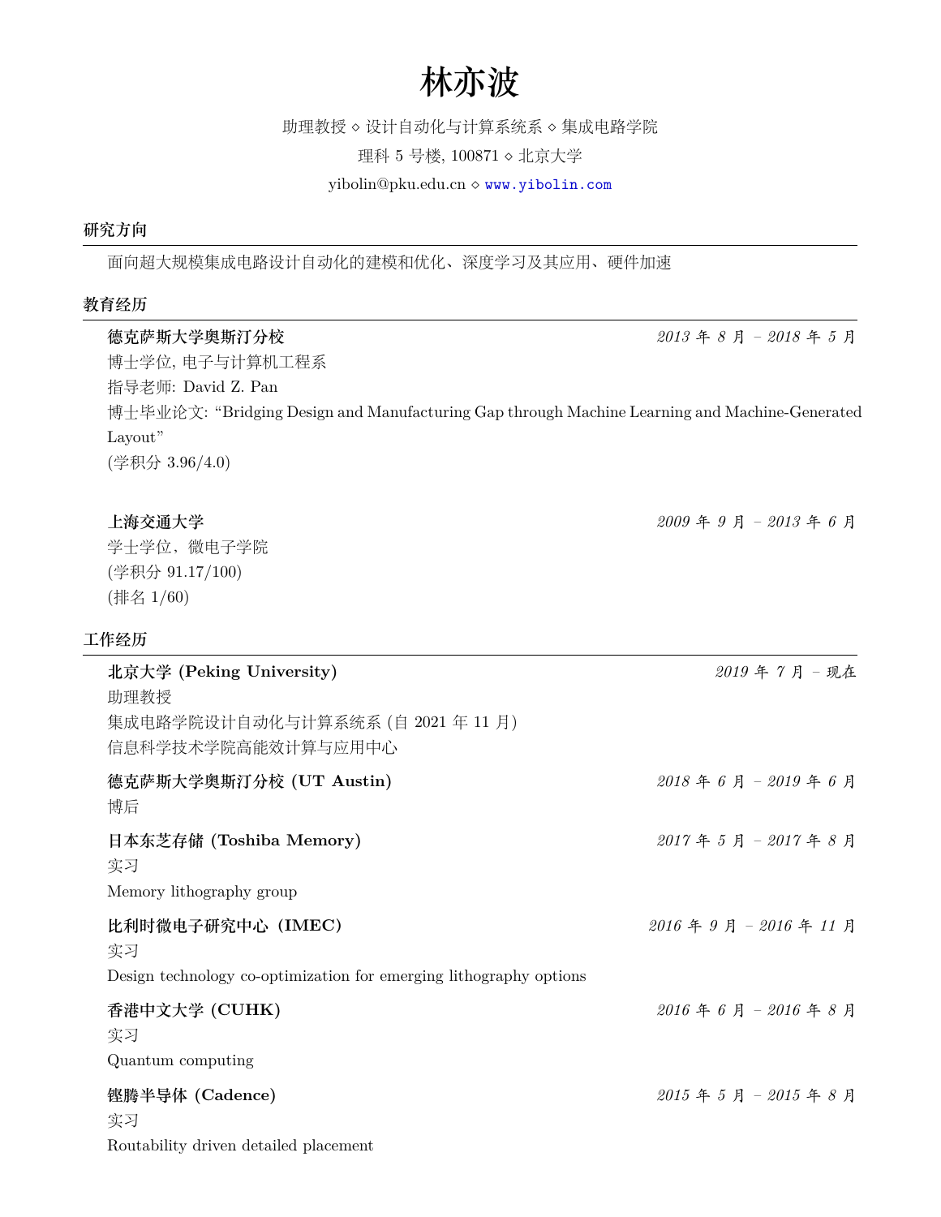# 林亦波

助理教授 ⋄ 设计自动化与计算系统系 ⋄ 集成电路学院

理科 5 号楼, 100871 ⋄ 北京大学

yibolin@pku.edu.cn ⋄ www.yibolin.com

## 研究方向

面向超大规模集成电路设计自动化的建模和优化、深度学习及其应用、硬件加速

## 教育经历

**德克萨斯大学奥斯汀分校** *2013 年 8 月 – 2018 年 5 月*

博士学位, 电子与计算机工程系

指导老师: David Z. Pan

博士毕业论文: “Bridging Design and Manufacturing Gap through Machine Learning and Machine-Generated Layout”

(学积分 3.96/4.0)

**上海交通大学** *2009 年 9 月 – 2013 年 6 月*

学士学位，微电子学院

(学积分 91.17/100)

(排名 1/60)

## 工作经历

**北京大学 (Peking University)** *2019 年 7 月 – 现在*

助理教授

集成电路学院设计自动化与计算系统系 (自 2021 年 11 月)

信息科学技术学院高能效计算与应用中心

**德克萨斯大学奥斯汀分校 (UT Austin)** *2018 年 6 月 – 2019 年 6 月*

博后

**日本东芝存储 (Toshiba Memory)** *2017 年 5 月 – 2017 年 8 月*

实习

Memory lithography group

**比利时微电子研究中心（IMEC）** *2016 年 9 月 – 2016 年 11 月*

实习

Design technology co-optimization for emerging lithography options

**香港中文大学 (CUHK)** *2016 年 6 月 – 2016 年 8 月*

实习

Quantum computing

**铿腾半导体 (Cadence)** *2015 年 5 月 – 2015 年 8 月*

实习

Routability driven detailed placement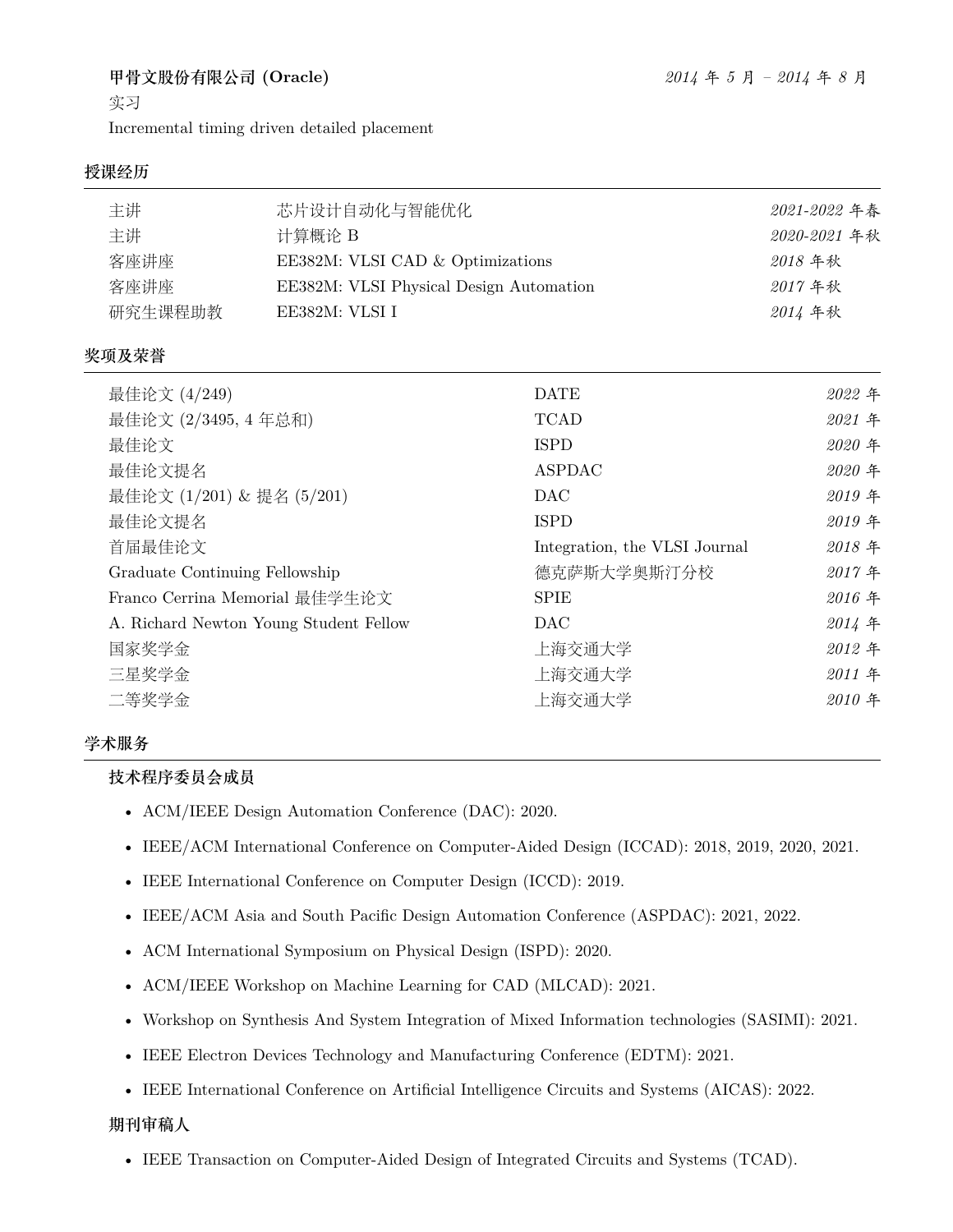**甲骨文股份有限公司 (Oracle)** *2014 年 5 月 – 2014 年 8 月*

实习

Incremental timing driven detailed placement

## 授课经历

| | | |
|---|---|---|
| 主讲 | 芯片设计自动化与智能优化 | *2021-2022 年春* |
| 主讲 | 计算概论 B | *2020-2021 年秋* |
| 客座讲座 | EE382M: VLSI CAD & Optimizations | *2018 年秋* |
| 客座讲座 | EE382M: VLSI Physical Design Automation | *2017 年秋* |
| 研究生课程助教 | EE382M: VLSI I | *2014 年秋* |

## 奖项及荣誉

| | | |
|---|---|---|
| 最佳论文 (4/249) | DATE | *2022 年* |
| 最佳论文 (2/3495, 4 年总和) | TCAD | *2021 年* |
| 最佳论文 | ISPD | *2020 年* |
| 最佳论文提名 | ASPDAC | *2020 年* |
| 最佳论文 (1/201) & 提名 (5/201) | DAC | *2019 年* |
| 最佳论文提名 | ISPD | *2019 年* |
| 首届最佳论文 | Integration, the VLSI Journal | *2018 年* |
| Graduate Continuing Fellowship | 德克萨斯大学奥斯汀分校 | *2017 年* |
| Franco Cerrina Memorial 最佳学生论文 | SPIE | *2016 年* |
| A. Richard Newton Young Student Fellow | DAC | *2014 年* |
| 国家奖学金 | 上海交通大学 | *2012 年* |
| 三星奖学金 | 上海交通大学 | *2011 年* |
| 二等奖学金 | 上海交通大学 | *2010 年* |

## 学术服务

### 技术程序委员会成员

- ACM/IEEE Design Automation Conference (DAC): 2020.
- IEEE/ACM International Conference on Computer-Aided Design (ICCAD): 2018, 2019, 2020, 2021.
- IEEE International Conference on Computer Design (ICCD): 2019.
- IEEE/ACM Asia and South Pacific Design Automation Conference (ASPDAC): 2021, 2022.
- ACM International Symposium on Physical Design (ISPD): 2020.
- ACM/IEEE Workshop on Machine Learning for CAD (MLCAD): 2021.
- Workshop on Synthesis And System Integration of Mixed Information technologies (SASIMI): 2021.
- IEEE Electron Devices Technology and Manufacturing Conference (EDTM): 2021.
- IEEE International Conference on Artificial Intelligence Circuits and Systems (AICAS): 2022.

### 期刊审稿人

- IEEE Transaction on Computer-Aided Design of Integrated Circuits and Systems (TCAD).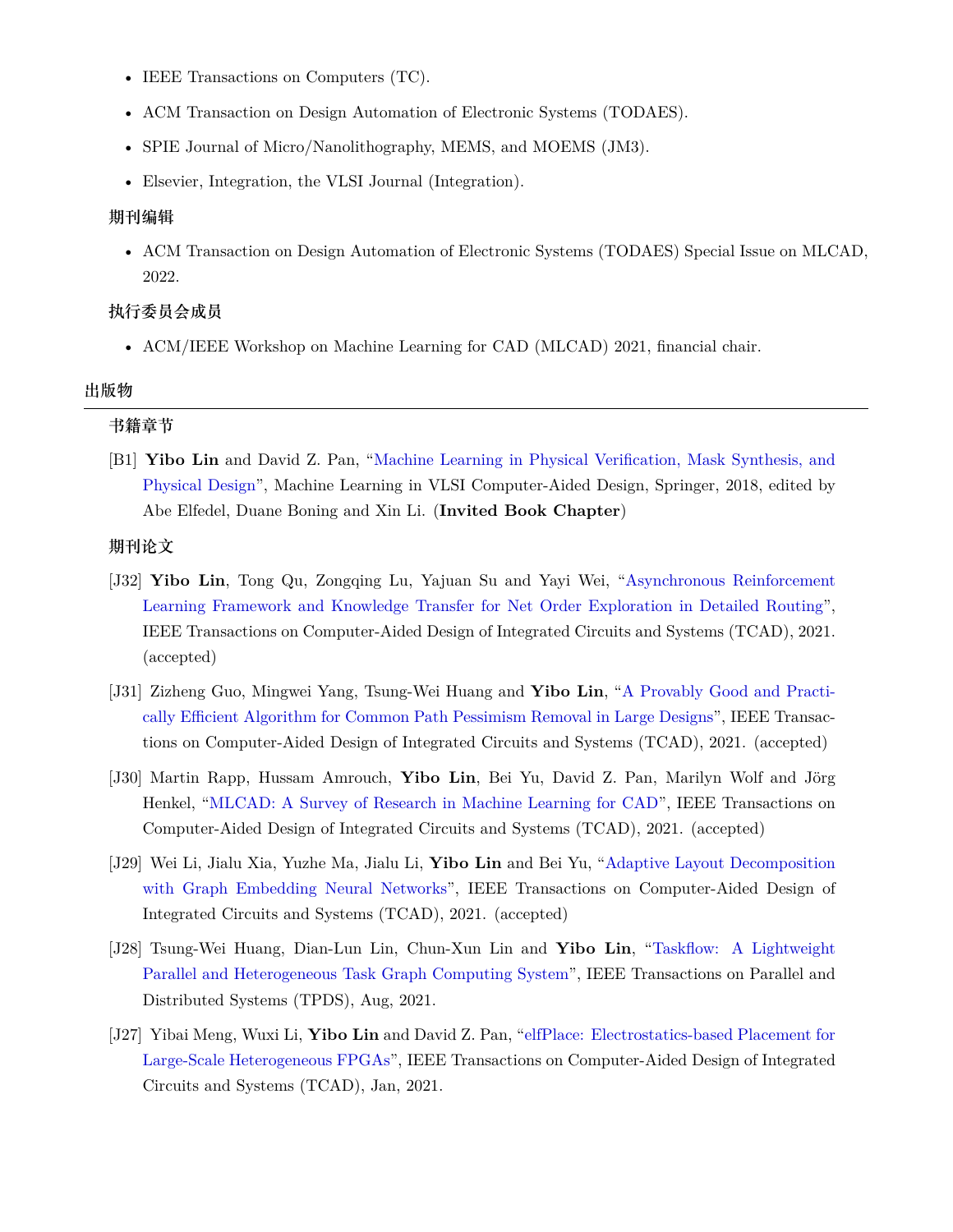- IEEE Transactions on Computers (TC).
- ACM Transaction on Design Automation of Electronic Systems (TODAES).
- SPIE Journal of Micro/Nanolithography, MEMS, and MOEMS (JM3).
- Elsevier, Integration, the VLSI Journal (Integration).

### 期刊编辑

- ACM Transaction on Design Automation of Electronic Systems (TODAES) Special Issue on MLCAD, 2022.

### 执行委员会成员

- ACM/IEEE Workshop on Machine Learning for CAD (MLCAD) 2021, financial chair.

## 出版物

### 书籍章节

[B1] **Yibo Lin** and David Z. Pan, "Machine Learning in Physical Verification, Mask Synthesis, and Physical Design", Machine Learning in VLSI Computer-Aided Design, Springer, 2018, edited by Abe Elfedel, Duane Boning and Xin Li. (**Invited Book Chapter**)

### 期刊论文

[J32] **Yibo Lin**, Tong Qu, Zongqing Lu, Yajuan Su and Yayi Wei, "Asynchronous Reinforcement Learning Framework and Knowledge Transfer for Net Order Exploration in Detailed Routing", IEEE Transactions on Computer-Aided Design of Integrated Circuits and Systems (TCAD), 2021. (accepted)

[J31] Zizheng Guo, Mingwei Yang, Tsung-Wei Huang and **Yibo Lin**, "A Provably Good and Practically Efficient Algorithm for Common Path Pessimism Removal in Large Designs", IEEE Transactions on Computer-Aided Design of Integrated Circuits and Systems (TCAD), 2021. (accepted)

[J30] Martin Rapp, Hussam Amrouch, **Yibo Lin**, Bei Yu, David Z. Pan, Marilyn Wolf and Jörg Henkel, "MLCAD: A Survey of Research in Machine Learning for CAD", IEEE Transactions on Computer-Aided Design of Integrated Circuits and Systems (TCAD), 2021. (accepted)

[J29] Wei Li, Jialu Xia, Yuzhe Ma, Jialu Li, **Yibo Lin** and Bei Yu, "Adaptive Layout Decomposition with Graph Embedding Neural Networks", IEEE Transactions on Computer-Aided Design of Integrated Circuits and Systems (TCAD), 2021. (accepted)

[J28] Tsung-Wei Huang, Dian-Lun Lin, Chun-Xun Lin and **Yibo Lin**, "Taskflow: A Lightweight Parallel and Heterogeneous Task Graph Computing System", IEEE Transactions on Parallel and Distributed Systems (TPDS), Aug, 2021.

[J27] Yibai Meng, Wuxi Li, **Yibo Lin** and David Z. Pan, "elfPlace: Electrostatics-based Placement for Large-Scale Heterogeneous FPGAs", IEEE Transactions on Computer-Aided Design of Integrated Circuits and Systems (TCAD), Jan, 2021.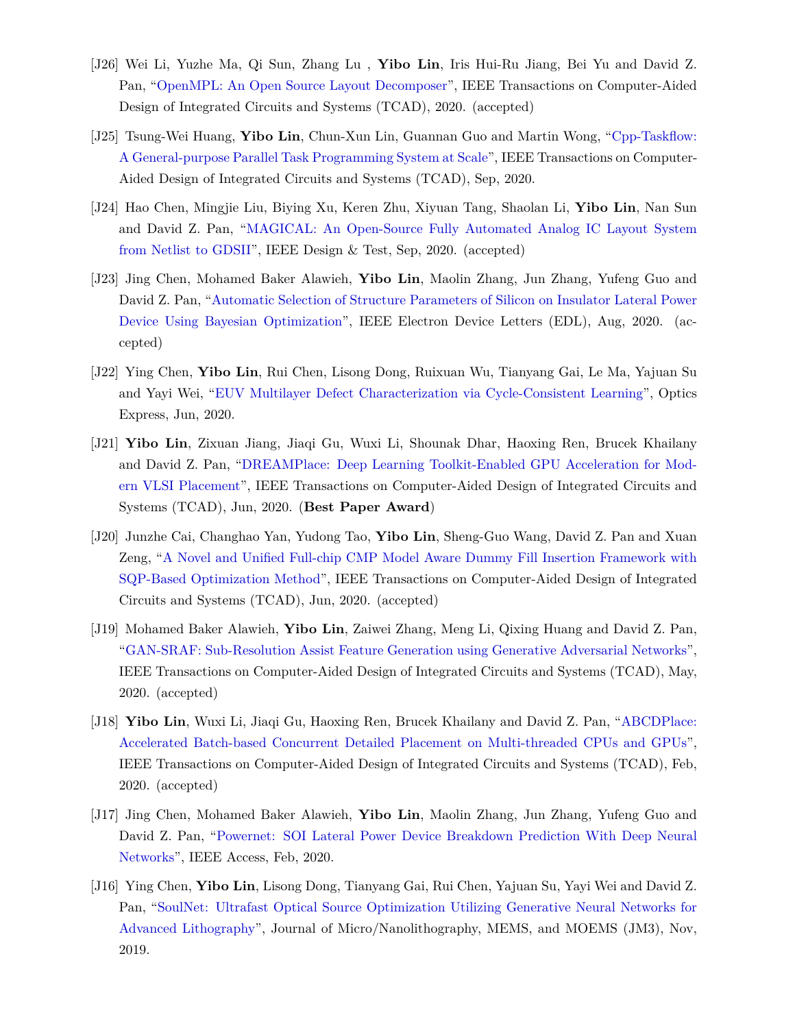- [J26] Wei Li, Yuzhe Ma, Qi Sun, Zhang Lu , **Yibo Lin**, Iris Hui-Ru Jiang, Bei Yu and David Z. Pan, "OpenMPL: An Open Source Layout Decomposer", IEEE Transactions on Computer-Aided Design of Integrated Circuits and Systems (TCAD), 2020. (accepted)
- [J25] Tsung-Wei Huang, **Yibo Lin**, Chun-Xun Lin, Guannan Guo and Martin Wong, "Cpp-Taskflow: A General-purpose Parallel Task Programming System at Scale", IEEE Transactions on Computer-Aided Design of Integrated Circuits and Systems (TCAD), Sep, 2020.
- [J24] Hao Chen, Mingjie Liu, Biying Xu, Keren Zhu, Xiyuan Tang, Shaolan Li, **Yibo Lin**, Nan Sun and David Z. Pan, "MAGICAL: An Open-Source Fully Automated Analog IC Layout System from Netlist to GDSII", IEEE Design & Test, Sep, 2020. (accepted)
- [J23] Jing Chen, Mohamed Baker Alawieh, **Yibo Lin**, Maolin Zhang, Jun Zhang, Yufeng Guo and David Z. Pan, "Automatic Selection of Structure Parameters of Silicon on Insulator Lateral Power Device Using Bayesian Optimization", IEEE Electron Device Letters (EDL), Aug, 2020. (accepted)
- [J22] Ying Chen, **Yibo Lin**, Rui Chen, Lisong Dong, Ruixuan Wu, Tianyang Gai, Le Ma, Yajuan Su and Yayi Wei, "EUV Multilayer Defect Characterization via Cycle-Consistent Learning", Optics Express, Jun, 2020.
- [J21] **Yibo Lin**, Zixuan Jiang, Jiaqi Gu, Wuxi Li, Shounak Dhar, Haoxing Ren, Brucek Khailany and David Z. Pan, "DREAMPlace: Deep Learning Toolkit-Enabled GPU Acceleration for Modern VLSI Placement", IEEE Transactions on Computer-Aided Design of Integrated Circuits and Systems (TCAD), Jun, 2020. (**Best Paper Award**)
- [J20] Junzhe Cai, Changhao Yan, Yudong Tao, **Yibo Lin**, Sheng-Guo Wang, David Z. Pan and Xuan Zeng, "A Novel and Unified Full-chip CMP Model Aware Dummy Fill Insertion Framework with SQP-Based Optimization Method", IEEE Transactions on Computer-Aided Design of Integrated Circuits and Systems (TCAD), Jun, 2020. (accepted)
- [J19] Mohamed Baker Alawieh, **Yibo Lin**, Zaiwei Zhang, Meng Li, Qixing Huang and David Z. Pan, "GAN-SRAF: Sub-Resolution Assist Feature Generation using Generative Adversarial Networks", IEEE Transactions on Computer-Aided Design of Integrated Circuits and Systems (TCAD), May, 2020. (accepted)
- [J18] **Yibo Lin**, Wuxi Li, Jiaqi Gu, Haoxing Ren, Brucek Khailany and David Z. Pan, "ABCDPlace: Accelerated Batch-based Concurrent Detailed Placement on Multi-threaded CPUs and GPUs", IEEE Transactions on Computer-Aided Design of Integrated Circuits and Systems (TCAD), Feb, 2020. (accepted)
- [J17] Jing Chen, Mohamed Baker Alawieh, **Yibo Lin**, Maolin Zhang, Jun Zhang, Yufeng Guo and David Z. Pan, "Powernet: SOI Lateral Power Device Breakdown Prediction With Deep Neural Networks", IEEE Access, Feb, 2020.
- [J16] Ying Chen, **Yibo Lin**, Lisong Dong, Tianyang Gai, Rui Chen, Yajuan Su, Yayi Wei and David Z. Pan, "SoulNet: Ultrafast Optical Source Optimization Utilizing Generative Neural Networks for Advanced Lithography", Journal of Micro/Nanolithography, MEMS, and MOEMS (JM3), Nov, 2019.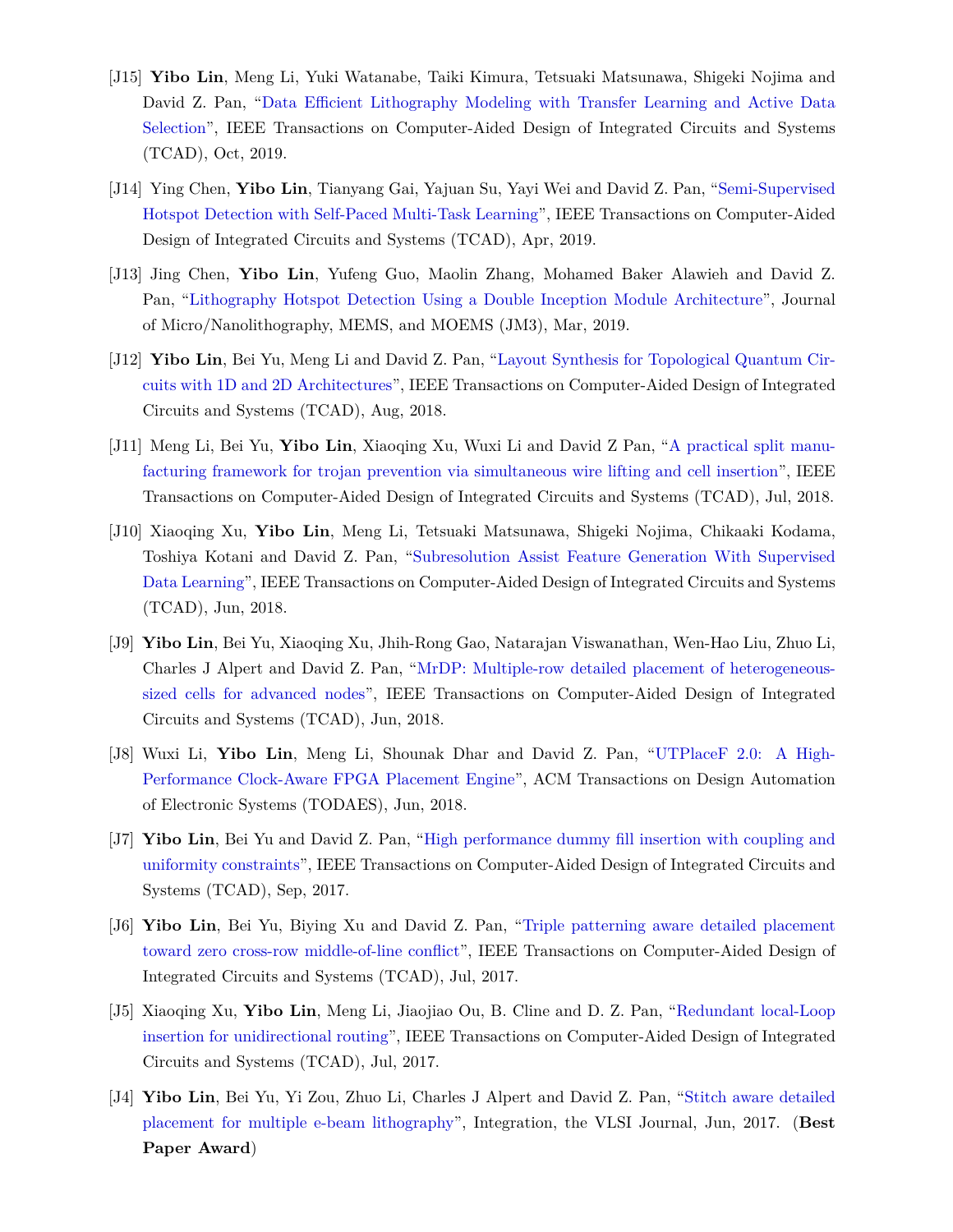- [J15] **Yibo Lin**, Meng Li, Yuki Watanabe, Taiki Kimura, Tetsuaki Matsunawa, Shigeki Nojima and David Z. Pan, "Data Efficient Lithography Modeling with Transfer Learning and Active Data Selection", IEEE Transactions on Computer-Aided Design of Integrated Circuits and Systems (TCAD), Oct, 2019.
- [J14] Ying Chen, **Yibo Lin**, Tianyang Gai, Yajuan Su, Yayi Wei and David Z. Pan, "Semi-Supervised Hotspot Detection with Self-Paced Multi-Task Learning", IEEE Transactions on Computer-Aided Design of Integrated Circuits and Systems (TCAD), Apr, 2019.
- [J13] Jing Chen, **Yibo Lin**, Yufeng Guo, Maolin Zhang, Mohamed Baker Alawieh and David Z. Pan, "Lithography Hotspot Detection Using a Double Inception Module Architecture", Journal of Micro/Nanolithography, MEMS, and MOEMS (JM3), Mar, 2019.
- [J12] **Yibo Lin**, Bei Yu, Meng Li and David Z. Pan, "Layout Synthesis for Topological Quantum Circuits with 1D and 2D Architectures", IEEE Transactions on Computer-Aided Design of Integrated Circuits and Systems (TCAD), Aug, 2018.
- [J11] Meng Li, Bei Yu, **Yibo Lin**, Xiaoqing Xu, Wuxi Li and David Z Pan, "A practical split manufacturing framework for trojan prevention via simultaneous wire lifting and cell insertion", IEEE Transactions on Computer-Aided Design of Integrated Circuits and Systems (TCAD), Jul, 2018.
- [J10] Xiaoqing Xu, **Yibo Lin**, Meng Li, Tetsuaki Matsunawa, Shigeki Nojima, Chikaaki Kodama, Toshiya Kotani and David Z. Pan, "Subresolution Assist Feature Generation With Supervised Data Learning", IEEE Transactions on Computer-Aided Design of Integrated Circuits and Systems (TCAD), Jun, 2018.
- [J9] **Yibo Lin**, Bei Yu, Xiaoqing Xu, Jhih-Rong Gao, Natarajan Viswanathan, Wen-Hao Liu, Zhuo Li, Charles J Alpert and David Z. Pan, "MrDP: Multiple-row detailed placement of heterogeneous-sized cells for advanced nodes", IEEE Transactions on Computer-Aided Design of Integrated Circuits and Systems (TCAD), Jun, 2018.
- [J8] Wuxi Li, **Yibo Lin**, Meng Li, Shounak Dhar and David Z. Pan, "UTPlaceF 2.0: A High-Performance Clock-Aware FPGA Placement Engine", ACM Transactions on Design Automation of Electronic Systems (TODAES), Jun, 2018.
- [J7] **Yibo Lin**, Bei Yu and David Z. Pan, "High performance dummy fill insertion with coupling and uniformity constraints", IEEE Transactions on Computer-Aided Design of Integrated Circuits and Systems (TCAD), Sep, 2017.
- [J6] **Yibo Lin**, Bei Yu, Biying Xu and David Z. Pan, "Triple patterning aware detailed placement toward zero cross-row middle-of-line conflict", IEEE Transactions on Computer-Aided Design of Integrated Circuits and Systems (TCAD), Jul, 2017.
- [J5] Xiaoqing Xu, **Yibo Lin**, Meng Li, Jiaojiao Ou, B. Cline and D. Z. Pan, "Redundant local-Loop insertion for unidirectional routing", IEEE Transactions on Computer-Aided Design of Integrated Circuits and Systems (TCAD), Jul, 2017.
- [J4] **Yibo Lin**, Bei Yu, Yi Zou, Zhuo Li, Charles J Alpert and David Z. Pan, "Stitch aware detailed placement for multiple e-beam lithography", Integration, the VLSI Journal, Jun, 2017. (**Best Paper Award**)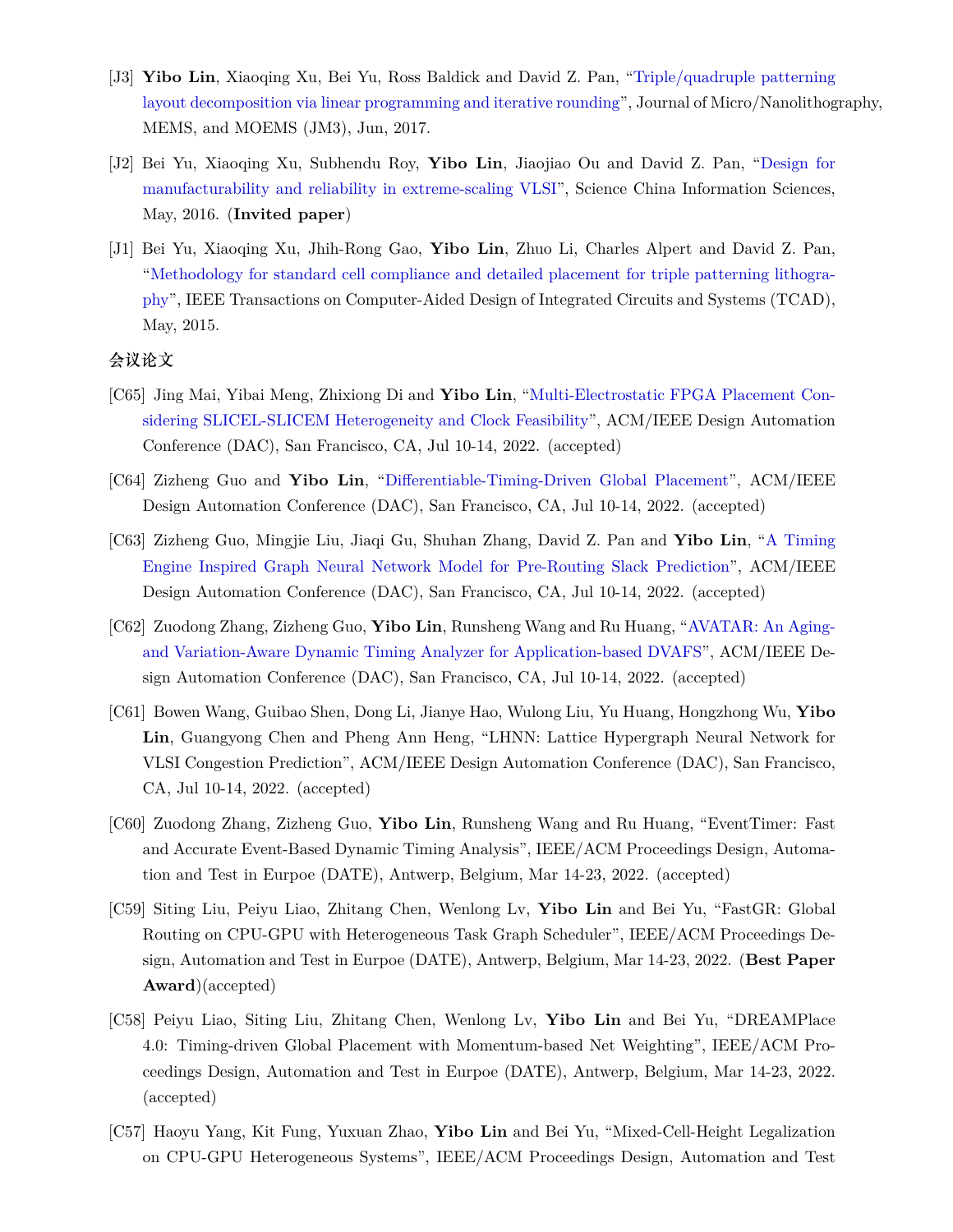[J3] **Yibo Lin**, Xiaoqing Xu, Bei Yu, Ross Baldick and David Z. Pan, "Triple/quadruple patterning layout decomposition via linear programming and iterative rounding", Journal of Micro/Nanolithography, MEMS, and MOEMS (JM3), Jun, 2017.

[J2] Bei Yu, Xiaoqing Xu, Subhendu Roy, **Yibo Lin**, Jiaojiao Ou and David Z. Pan, "Design for manufacturability and reliability in extreme-scaling VLSI", Science China Information Sciences, May, 2016. (**Invited paper**)

[J1] Bei Yu, Xiaoqing Xu, Jhih-Rong Gao, **Yibo Lin**, Zhuo Li, Charles Alpert and David Z. Pan, "Methodology for standard cell compliance and detailed placement for triple patterning lithography", IEEE Transactions on Computer-Aided Design of Integrated Circuits and Systems (TCAD), May, 2015.

**会议论文**

[C65] Jing Mai, Yibai Meng, Zhixiong Di and **Yibo Lin**, "Multi-Electrostatic FPGA Placement Considering SLICEL-SLICEM Heterogeneity and Clock Feasibility", ACM/IEEE Design Automation Conference (DAC), San Francisco, CA, Jul 10-14, 2022. (accepted)

[C64] Zizheng Guo and **Yibo Lin**, "Differentiable-Timing-Driven Global Placement", ACM/IEEE Design Automation Conference (DAC), San Francisco, CA, Jul 10-14, 2022. (accepted)

[C63] Zizheng Guo, Mingjie Liu, Jiaqi Gu, Shuhan Zhang, David Z. Pan and **Yibo Lin**, "A Timing Engine Inspired Graph Neural Network Model for Pre-Routing Slack Prediction", ACM/IEEE Design Automation Conference (DAC), San Francisco, CA, Jul 10-14, 2022. (accepted)

[C62] Zuodong Zhang, Zizheng Guo, **Yibo Lin**, Runsheng Wang and Ru Huang, "AVATAR: An Aging- and Variation-Aware Dynamic Timing Analyzer for Application-based DVAFS", ACM/IEEE Design Automation Conference (DAC), San Francisco, CA, Jul 10-14, 2022. (accepted)

[C61] Bowen Wang, Guibao Shen, Dong Li, Jianye Hao, Wulong Liu, Yu Huang, Hongzhong Wu, **Yibo Lin**, Guangyong Chen and Pheng Ann Heng, "LHNN: Lattice Hypergraph Neural Network for VLSI Congestion Prediction", ACM/IEEE Design Automation Conference (DAC), San Francisco, CA, Jul 10-14, 2022. (accepted)

[C60] Zuodong Zhang, Zizheng Guo, **Yibo Lin**, Runsheng Wang and Ru Huang, "EventTimer: Fast and Accurate Event-Based Dynamic Timing Analysis", IEEE/ACM Proceedings Design, Automation and Test in Eurpoe (DATE), Antwerp, Belgium, Mar 14-23, 2022. (accepted)

[C59] Siting Liu, Peiyu Liao, Zhitang Chen, Wenlong Lv, **Yibo Lin** and Bei Yu, "FastGR: Global Routing on CPU-GPU with Heterogeneous Task Graph Scheduler", IEEE/ACM Proceedings Design, Automation and Test in Eurpoe (DATE), Antwerp, Belgium, Mar 14-23, 2022. (**Best Paper Award**)(accepted)

[C58] Peiyu Liao, Siting Liu, Zhitang Chen, Wenlong Lv, **Yibo Lin** and Bei Yu, "DREAMPlace 4.0: Timing-driven Global Placement with Momentum-based Net Weighting", IEEE/ACM Proceedings Design, Automation and Test in Eurpoe (DATE), Antwerp, Belgium, Mar 14-23, 2022. (accepted)

[C57] Haoyu Yang, Kit Fung, Yuxuan Zhao, **Yibo Lin** and Bei Yu, "Mixed-Cell-Height Legalization on CPU-GPU Heterogeneous Systems", IEEE/ACM Proceedings Design, Automation and Test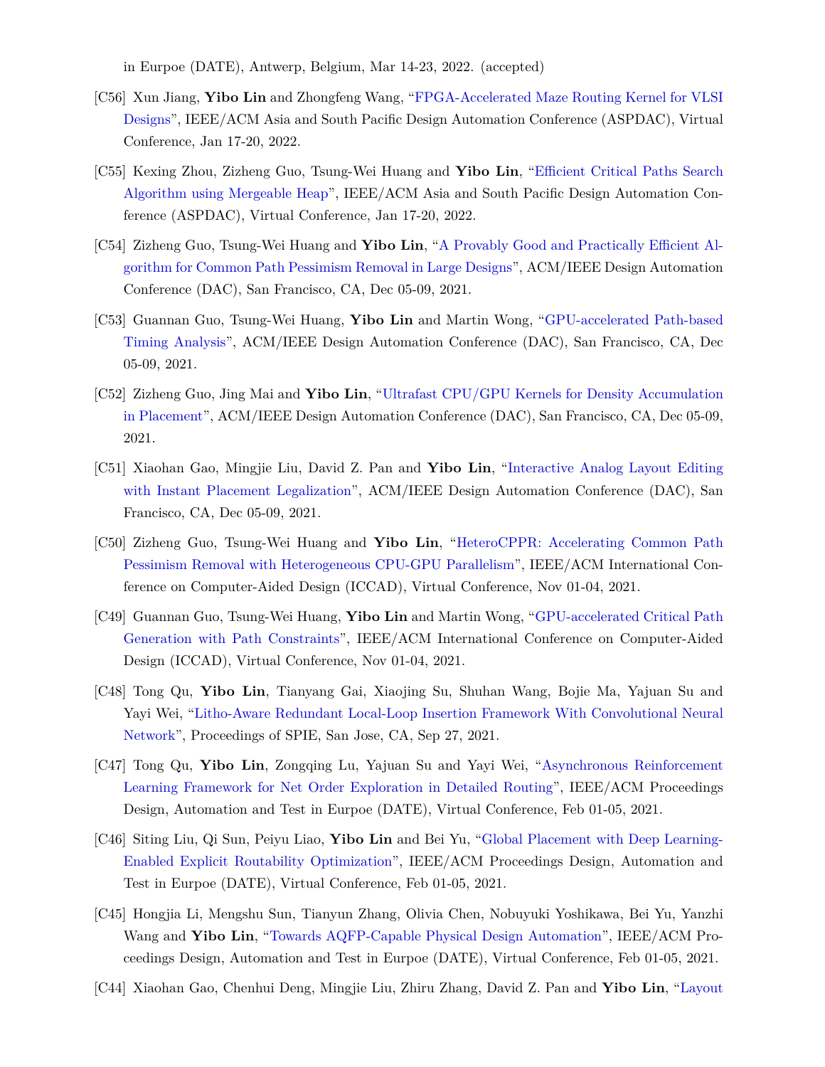in Eurpoe (DATE), Antwerp, Belgium, Mar 14-23, 2022. (accepted)

[C56] Xun Jiang, **Yibo Lin** and Zhongfeng Wang, "FPGA-Accelerated Maze Routing Kernel for VLSI Designs", IEEE/ACM Asia and South Pacific Design Automation Conference (ASPDAC), Virtual Conference, Jan 17-20, 2022.

[C55] Kexing Zhou, Zizheng Guo, Tsung-Wei Huang and **Yibo Lin**, "Efficient Critical Paths Search Algorithm using Mergeable Heap", IEEE/ACM Asia and South Pacific Design Automation Conference (ASPDAC), Virtual Conference, Jan 17-20, 2022.

[C54] Zizheng Guo, Tsung-Wei Huang and **Yibo Lin**, "A Provably Good and Practically Efficient Algorithm for Common Path Pessimism Removal in Large Designs", ACM/IEEE Design Automation Conference (DAC), San Francisco, CA, Dec 05-09, 2021.

[C53] Guannan Guo, Tsung-Wei Huang, **Yibo Lin** and Martin Wong, "GPU-accelerated Path-based Timing Analysis", ACM/IEEE Design Automation Conference (DAC), San Francisco, CA, Dec 05-09, 2021.

[C52] Zizheng Guo, Jing Mai and **Yibo Lin**, "Ultrafast CPU/GPU Kernels for Density Accumulation in Placement", ACM/IEEE Design Automation Conference (DAC), San Francisco, CA, Dec 05-09, 2021.

[C51] Xiaohan Gao, Mingjie Liu, David Z. Pan and **Yibo Lin**, "Interactive Analog Layout Editing with Instant Placement Legalization", ACM/IEEE Design Automation Conference (DAC), San Francisco, CA, Dec 05-09, 2021.

[C50] Zizheng Guo, Tsung-Wei Huang and **Yibo Lin**, "HeteroCPPR: Accelerating Common Path Pessimism Removal with Heterogeneous CPU-GPU Parallelism", IEEE/ACM International Conference on Computer-Aided Design (ICCAD), Virtual Conference, Nov 01-04, 2021.

[C49] Guannan Guo, Tsung-Wei Huang, **Yibo Lin** and Martin Wong, "GPU-accelerated Critical Path Generation with Path Constraints", IEEE/ACM International Conference on Computer-Aided Design (ICCAD), Virtual Conference, Nov 01-04, 2021.

[C48] Tong Qu, **Yibo Lin**, Tianyang Gai, Xiaojing Su, Shuhan Wang, Bojie Ma, Yajuan Su and Yayi Wei, "Litho-Aware Redundant Local-Loop Insertion Framework With Convolutional Neural Network", Proceedings of SPIE, San Jose, CA, Sep 27, 2021.

[C47] Tong Qu, **Yibo Lin**, Zongqing Lu, Yajuan Su and Yayi Wei, "Asynchronous Reinforcement Learning Framework for Net Order Exploration in Detailed Routing", IEEE/ACM Proceedings Design, Automation and Test in Eurpoe (DATE), Virtual Conference, Feb 01-05, 2021.

[C46] Siting Liu, Qi Sun, Peiyu Liao, **Yibo Lin** and Bei Yu, "Global Placement with Deep Learning-Enabled Explicit Routability Optimization", IEEE/ACM Proceedings Design, Automation and Test in Eurpoe (DATE), Virtual Conference, Feb 01-05, 2021.

[C45] Hongjia Li, Mengshu Sun, Tianyun Zhang, Olivia Chen, Nobuyuki Yoshikawa, Bei Yu, Yanzhi Wang and **Yibo Lin**, "Towards AQFP-Capable Physical Design Automation", IEEE/ACM Proceedings Design, Automation and Test in Eurpoe (DATE), Virtual Conference, Feb 01-05, 2021.

[C44] Xiaohan Gao, Chenhui Deng, Mingjie Liu, Zhiru Zhang, David Z. Pan and **Yibo Lin**, "Layout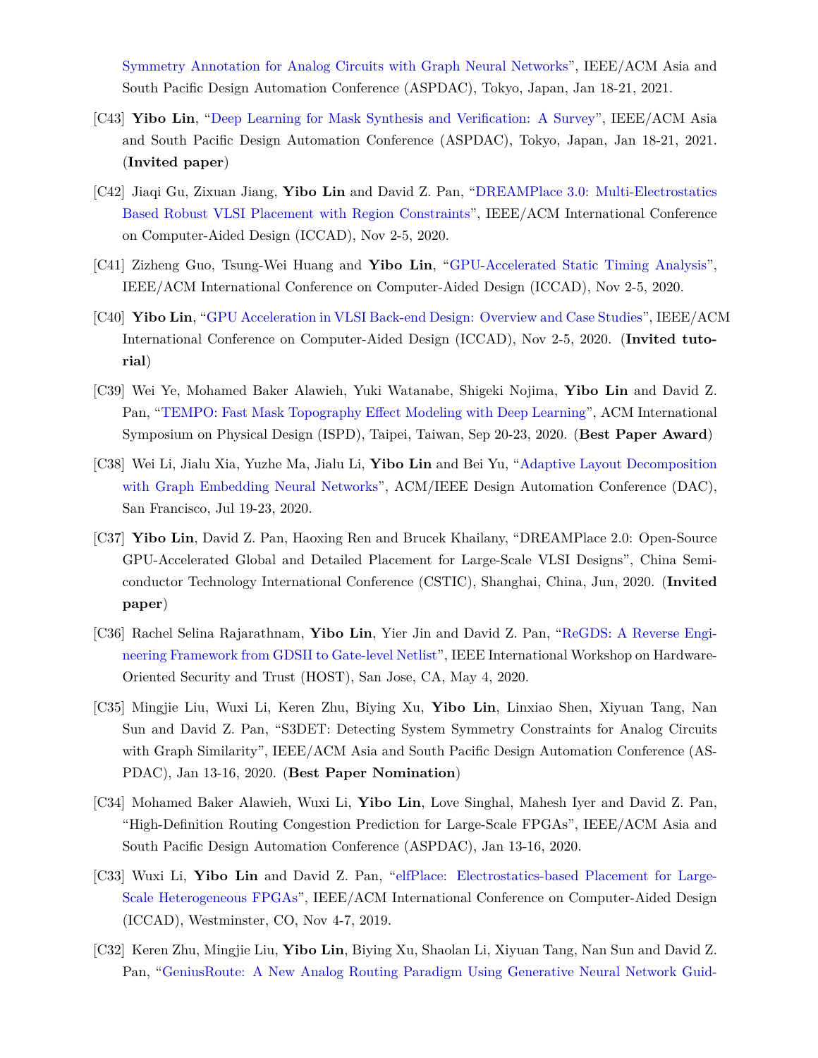Symmetry Annotation for Analog Circuits with Graph Neural Networks", IEEE/ACM Asia and South Pacific Design Automation Conference (ASPDAC), Tokyo, Japan, Jan 18-21, 2021.

[C43] **Yibo Lin**, "Deep Learning for Mask Synthesis and Verification: A Survey", IEEE/ACM Asia and South Pacific Design Automation Conference (ASPDAC), Tokyo, Japan, Jan 18-21, 2021. (**Invited paper**)

[C42] Jiaqi Gu, Zixuan Jiang, **Yibo Lin** and David Z. Pan, "DREAMPlace 3.0: Multi-Electrostatics Based Robust VLSI Placement with Region Constraints", IEEE/ACM International Conference on Computer-Aided Design (ICCAD), Nov 2-5, 2020.

[C41] Zizheng Guo, Tsung-Wei Huang and **Yibo Lin**, "GPU-Accelerated Static Timing Analysis", IEEE/ACM International Conference on Computer-Aided Design (ICCAD), Nov 2-5, 2020.

[C40] **Yibo Lin**, "GPU Acceleration in VLSI Back-end Design: Overview and Case Studies", IEEE/ACM International Conference on Computer-Aided Design (ICCAD), Nov 2-5, 2020. (**Invited tutorial**)

[C39] Wei Ye, Mohamed Baker Alawieh, Yuki Watanabe, Shigeki Nojima, **Yibo Lin** and David Z. Pan, "TEMPO: Fast Mask Topography Effect Modeling with Deep Learning", ACM International Symposium on Physical Design (ISPD), Taipei, Taiwan, Sep 20-23, 2020. (**Best Paper Award**)

[C38] Wei Li, Jialu Xia, Yuzhe Ma, Jialu Li, **Yibo Lin** and Bei Yu, "Adaptive Layout Decomposition with Graph Embedding Neural Networks", ACM/IEEE Design Automation Conference (DAC), San Francisco, Jul 19-23, 2020.

[C37] **Yibo Lin**, David Z. Pan, Haoxing Ren and Brucek Khailany, "DREAMPlace 2.0: Open-Source GPU-Accelerated Global and Detailed Placement for Large-Scale VLSI Designs", China Semiconductor Technology International Conference (CSTIC), Shanghai, China, Jun, 2020. (**Invited paper**)

[C36] Rachel Selina Rajarathnam, **Yibo Lin**, Yier Jin and David Z. Pan, "ReGDS: A Reverse Engineering Framework from GDSII to Gate-level Netlist", IEEE International Workshop on Hardware-Oriented Security and Trust (HOST), San Jose, CA, May 4, 2020.

[C35] Mingjie Liu, Wuxi Li, Keren Zhu, Biying Xu, **Yibo Lin**, Linxiao Shen, Xiyuan Tang, Nan Sun and David Z. Pan, "S3DET: Detecting System Symmetry Constraints for Analog Circuits with Graph Similarity", IEEE/ACM Asia and South Pacific Design Automation Conference (ASPDAC), Jan 13-16, 2020. (**Best Paper Nomination**)

[C34] Mohamed Baker Alawieh, Wuxi Li, **Yibo Lin**, Love Singhal, Mahesh Iyer and David Z. Pan, "High-Definition Routing Congestion Prediction for Large-Scale FPGAs", IEEE/ACM Asia and South Pacific Design Automation Conference (ASPDAC), Jan 13-16, 2020.

[C33] Wuxi Li, **Yibo Lin** and David Z. Pan, "elfPlace: Electrostatics-based Placement for Large-Scale Heterogeneous FPGAs", IEEE/ACM International Conference on Computer-Aided Design (ICCAD), Westminster, CO, Nov 4-7, 2019.

[C32] Keren Zhu, Mingjie Liu, **Yibo Lin**, Biying Xu, Shaolan Li, Xiyuan Tang, Nan Sun and David Z. Pan, "GeniusRoute: A New Analog Routing Paradigm Using Generative Neural Network Guid-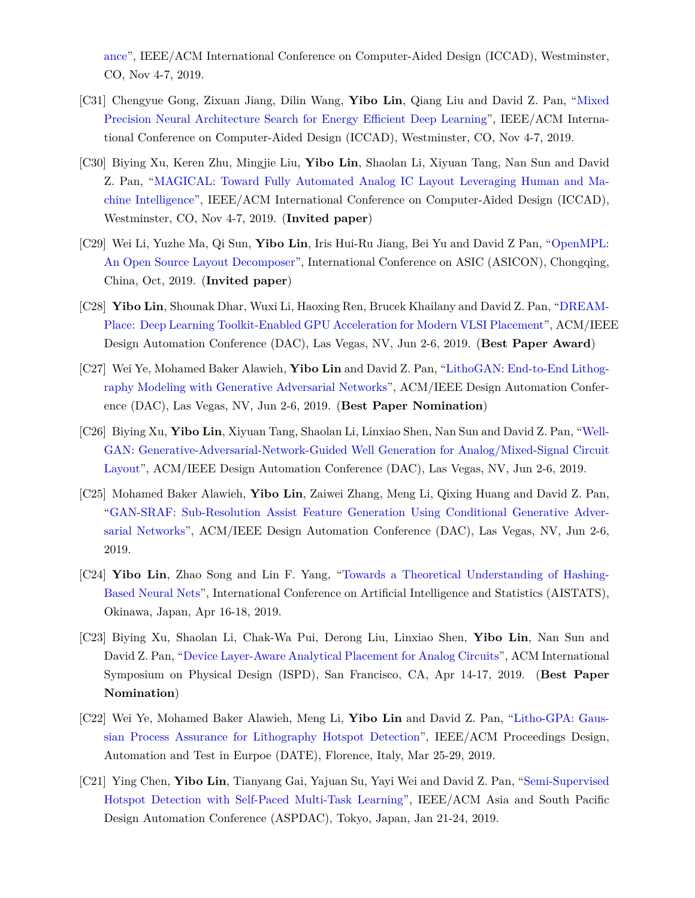ance", IEEE/ACM International Conference on Computer-Aided Design (ICCAD), Westminster, CO, Nov 4-7, 2019.

- [C31] Chengyue Gong, Zixuan Jiang, Dilin Wang, **Yibo Lin**, Qiang Liu and David Z. Pan, "Mixed Precision Neural Architecture Search for Energy Efficient Deep Learning", IEEE/ACM International Conference on Computer-Aided Design (ICCAD), Westminster, CO, Nov 4-7, 2019.
- [C30] Biying Xu, Keren Zhu, Mingjie Liu, **Yibo Lin**, Shaolan Li, Xiyuan Tang, Nan Sun and David Z. Pan, "MAGICAL: Toward Fully Automated Analog IC Layout Leveraging Human and Machine Intelligence", IEEE/ACM International Conference on Computer-Aided Design (ICCAD), Westminster, CO, Nov 4-7, 2019. (**Invited paper**)
- [C29] Wei Li, Yuzhe Ma, Qi Sun, **Yibo Lin**, Iris Hui-Ru Jiang, Bei Yu and David Z Pan, "OpenMPL: An Open Source Layout Decomposer", International Conference on ASIC (ASICON), Chongqing, China, Oct, 2019. (**Invited paper**)
- [C28] **Yibo Lin**, Shounak Dhar, Wuxi Li, Haoxing Ren, Brucek Khailany and David Z. Pan, "DREAMPlace: Deep Learning Toolkit-Enabled GPU Acceleration for Modern VLSI Placement", ACM/IEEE Design Automation Conference (DAC), Las Vegas, NV, Jun 2-6, 2019. (**Best Paper Award**)
- [C27] Wei Ye, Mohamed Baker Alawieh, **Yibo Lin** and David Z. Pan, "LithoGAN: End-to-End Lithography Modeling with Generative Adversarial Networks", ACM/IEEE Design Automation Conference (DAC), Las Vegas, NV, Jun 2-6, 2019. (**Best Paper Nomination**)
- [C26] Biying Xu, **Yibo Lin**, Xiyuan Tang, Shaolan Li, Linxiao Shen, Nan Sun and David Z. Pan, "WellGAN: Generative-Adversarial-Network-Guided Well Generation for Analog/Mixed-Signal Circuit Layout", ACM/IEEE Design Automation Conference (DAC), Las Vegas, NV, Jun 2-6, 2019.
- [C25] Mohamed Baker Alawieh, **Yibo Lin**, Zaiwei Zhang, Meng Li, Qixing Huang and David Z. Pan, "GAN-SRAF: Sub-Resolution Assist Feature Generation Using Conditional Generative Adversarial Networks", ACM/IEEE Design Automation Conference (DAC), Las Vegas, NV, Jun 2-6, 2019.
- [C24] **Yibo Lin**, Zhao Song and Lin F. Yang, "Towards a Theoretical Understanding of Hashing-Based Neural Nets", International Conference on Artificial Intelligence and Statistics (AISTATS), Okinawa, Japan, Apr 16-18, 2019.
- [C23] Biying Xu, Shaolan Li, Chak-Wa Pui, Derong Liu, Linxiao Shen, **Yibo Lin**, Nan Sun and David Z. Pan, "Device Layer-Aware Analytical Placement for Analog Circuits", ACM International Symposium on Physical Design (ISPD), San Francisco, CA, Apr 14-17, 2019. (**Best Paper Nomination**)
- [C22] Wei Ye, Mohamed Baker Alawieh, Meng Li, **Yibo Lin** and David Z. Pan, "Litho-GPA: Gaussian Process Assurance for Lithography Hotspot Detection", IEEE/ACM Proceedings Design, Automation and Test in Eurpoe (DATE), Florence, Italy, Mar 25-29, 2019.
- [C21] Ying Chen, **Yibo Lin**, Tianyang Gai, Yajuan Su, Yayi Wei and David Z. Pan, "Semi-Supervised Hotspot Detection with Self-Paced Multi-Task Learning", IEEE/ACM Asia and South Pacific Design Automation Conference (ASPDAC), Tokyo, Japan, Jan 21-24, 2019.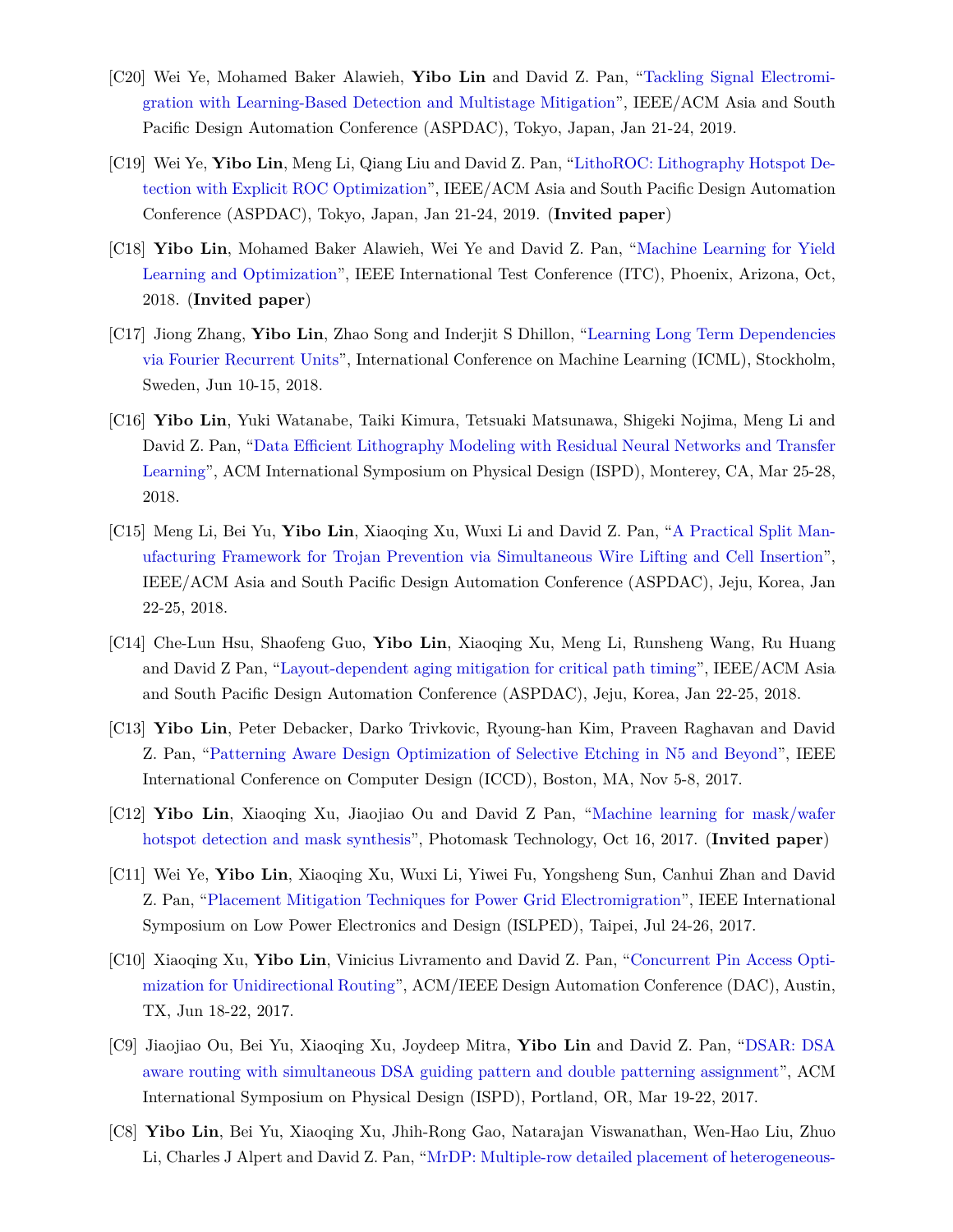- [C20] Wei Ye, Mohamed Baker Alawieh, **Yibo Lin** and David Z. Pan, "Tackling Signal Electromigration with Learning-Based Detection and Multistage Mitigation", IEEE/ACM Asia and South Pacific Design Automation Conference (ASPDAC), Tokyo, Japan, Jan 21-24, 2019.
- [C19] Wei Ye, **Yibo Lin**, Meng Li, Qiang Liu and David Z. Pan, "LithoROC: Lithography Hotspot Detection with Explicit ROC Optimization", IEEE/ACM Asia and South Pacific Design Automation Conference (ASPDAC), Tokyo, Japan, Jan 21-24, 2019. (**Invited paper**)
- [C18] **Yibo Lin**, Mohamed Baker Alawieh, Wei Ye and David Z. Pan, "Machine Learning for Yield Learning and Optimization", IEEE International Test Conference (ITC), Phoenix, Arizona, Oct, 2018. (**Invited paper**)
- [C17] Jiong Zhang, **Yibo Lin**, Zhao Song and Inderjit S Dhillon, "Learning Long Term Dependencies via Fourier Recurrent Units", International Conference on Machine Learning (ICML), Stockholm, Sweden, Jun 10-15, 2018.
- [C16] **Yibo Lin**, Yuki Watanabe, Taiki Kimura, Tetsuaki Matsunawa, Shigeki Nojima, Meng Li and David Z. Pan, "Data Efficient Lithography Modeling with Residual Neural Networks and Transfer Learning", ACM International Symposium on Physical Design (ISPD), Monterey, CA, Mar 25-28, 2018.
- [C15] Meng Li, Bei Yu, **Yibo Lin**, Xiaoqing Xu, Wuxi Li and David Z. Pan, "A Practical Split Manufacturing Framework for Trojan Prevention via Simultaneous Wire Lifting and Cell Insertion", IEEE/ACM Asia and South Pacific Design Automation Conference (ASPDAC), Jeju, Korea, Jan 22-25, 2018.
- [C14] Che-Lun Hsu, Shaofeng Guo, **Yibo Lin**, Xiaoqing Xu, Meng Li, Runsheng Wang, Ru Huang and David Z Pan, "Layout-dependent aging mitigation for critical path timing", IEEE/ACM Asia and South Pacific Design Automation Conference (ASPDAC), Jeju, Korea, Jan 22-25, 2018.
- [C13] **Yibo Lin**, Peter Debacker, Darko Trivkovic, Ryoung-han Kim, Praveen Raghavan and David Z. Pan, "Patterning Aware Design Optimization of Selective Etching in N5 and Beyond", IEEE International Conference on Computer Design (ICCD), Boston, MA, Nov 5-8, 2017.
- [C12] **Yibo Lin**, Xiaoqing Xu, Jiaojiao Ou and David Z Pan, "Machine learning for mask/wafer hotspot detection and mask synthesis", Photomask Technology, Oct 16, 2017. (**Invited paper**)
- [C11] Wei Ye, **Yibo Lin**, Xiaoqing Xu, Wuxi Li, Yiwei Fu, Yongsheng Sun, Canhui Zhan and David Z. Pan, "Placement Mitigation Techniques for Power Grid Electromigration", IEEE International Symposium on Low Power Electronics and Design (ISLPED), Taipei, Jul 24-26, 2017.
- [C10] Xiaoqing Xu, **Yibo Lin**, Vinicius Livramento and David Z. Pan, "Concurrent Pin Access Optimization for Unidirectional Routing", ACM/IEEE Design Automation Conference (DAC), Austin, TX, Jun 18-22, 2017.
- [C9] Jiaojiao Ou, Bei Yu, Xiaoqing Xu, Joydeep Mitra, **Yibo Lin** and David Z. Pan, "DSAR: DSA aware routing with simultaneous DSA guiding pattern and double patterning assignment", ACM International Symposium on Physical Design (ISPD), Portland, OR, Mar 19-22, 2017.
- [C8] **Yibo Lin**, Bei Yu, Xiaoqing Xu, Jhih-Rong Gao, Natarajan Viswanathan, Wen-Hao Liu, Zhuo Li, Charles J Alpert and David Z. Pan, "MrDP: Multiple-row detailed placement of heterogeneous-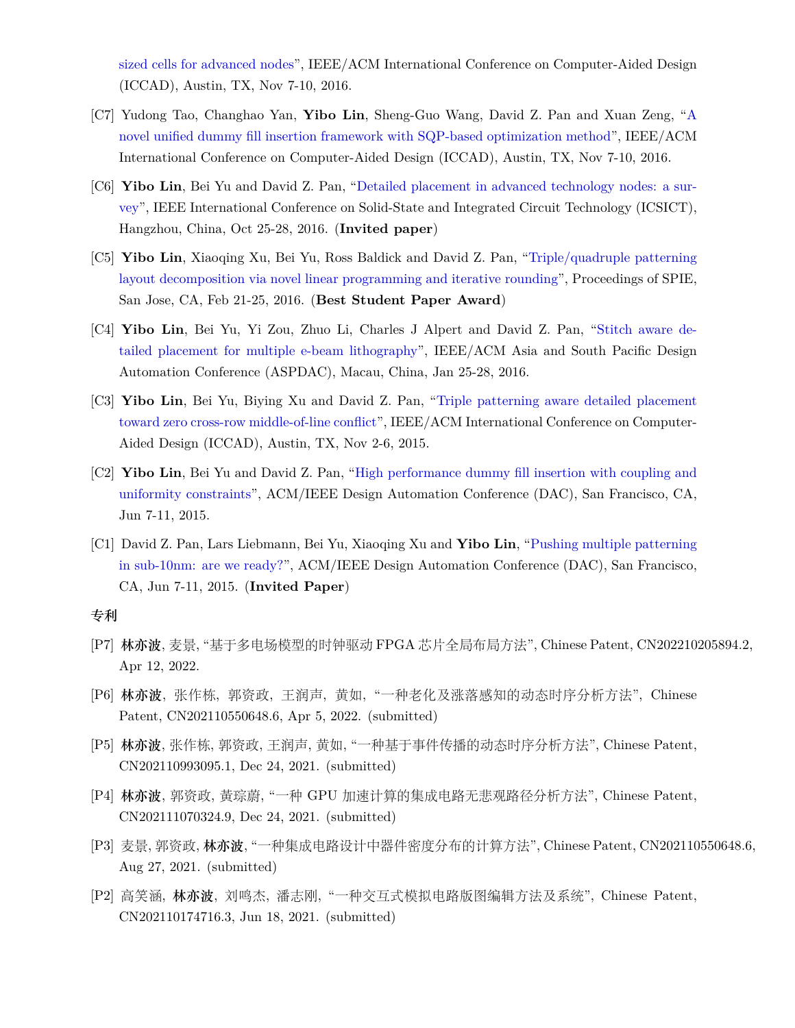sized cells for advanced nodes", IEEE/ACM International Conference on Computer-Aided Design (ICCAD), Austin, TX, Nov 7-10, 2016.

[C7] Yudong Tao, Changhao Yan, **Yibo Lin**, Sheng-Guo Wang, David Z. Pan and Xuan Zeng, "A novel unified dummy fill insertion framework with SQP-based optimization method", IEEE/ACM International Conference on Computer-Aided Design (ICCAD), Austin, TX, Nov 7-10, 2016.

[C6] **Yibo Lin**, Bei Yu and David Z. Pan, "Detailed placement in advanced technology nodes: a survey", IEEE International Conference on Solid-State and Integrated Circuit Technology (ICSICT), Hangzhou, China, Oct 25-28, 2016. (**Invited paper**)

[C5] **Yibo Lin**, Xiaoqing Xu, Bei Yu, Ross Baldick and David Z. Pan, "Triple/quadruple patterning layout decomposition via novel linear programming and iterative rounding", Proceedings of SPIE, San Jose, CA, Feb 21-25, 2016. (**Best Student Paper Award**)

[C4] **Yibo Lin**, Bei Yu, Yi Zou, Zhuo Li, Charles J Alpert and David Z. Pan, "Stitch aware detailed placement for multiple e-beam lithography", IEEE/ACM Asia and South Pacific Design Automation Conference (ASPDAC), Macau, China, Jan 25-28, 2016.

[C3] **Yibo Lin**, Bei Yu, Biying Xu and David Z. Pan, "Triple patterning aware detailed placement toward zero cross-row middle-of-line conflict", IEEE/ACM International Conference on Computer-Aided Design (ICCAD), Austin, TX, Nov 2-6, 2015.

[C2] **Yibo Lin**, Bei Yu and David Z. Pan, "High performance dummy fill insertion with coupling and uniformity constraints", ACM/IEEE Design Automation Conference (DAC), San Francisco, CA, Jun 7-11, 2015.

[C1] David Z. Pan, Lars Liebmann, Bei Yu, Xiaoqing Xu and **Yibo Lin**, "Pushing multiple patterning in sub-10nm: are we ready?", ACM/IEEE Design Automation Conference (DAC), San Francisco, CA, Jun 7-11, 2015. (**Invited Paper**)

### 专利

[P7] **林亦波**, 麦景, "基于多电场模型的时钟驱动 FPGA 芯片全局布局方法", Chinese Patent, CN202210205894.2, Apr 12, 2022.

[P6] **林亦波**, 张作栋, 郭资政, 王润声, 黄如, "一种老化及涨落感知的动态时序分析方法", Chinese Patent, CN202110550648.6, Apr 5, 2022. (submitted)

[P5] **林亦波**, 张作栋, 郭资政, 王润声, 黄如, "一种基于事件传播的动态时序分析方法", Chinese Patent, CN202110993095.1, Dec 24, 2021. (submitted)

[P4] **林亦波**, 郭资政, 黄琮蔚, "一种 GPU 加速计算的集成电路无悲观路径分析方法", Chinese Patent, CN202111070324.9, Dec 24, 2021. (submitted)

[P3] 麦景, 郭资政, **林亦波**, "一种集成电路设计中器件密度分布的计算方法", Chinese Patent, CN202110550648.6, Aug 27, 2021. (submitted)

[P2] 高笑涵, **林亦波**, 刘鸣杰, 潘志刚, "一种交互式模拟电路版图编辑方法及系统", Chinese Patent, CN202110174716.3, Jun 18, 2021. (submitted)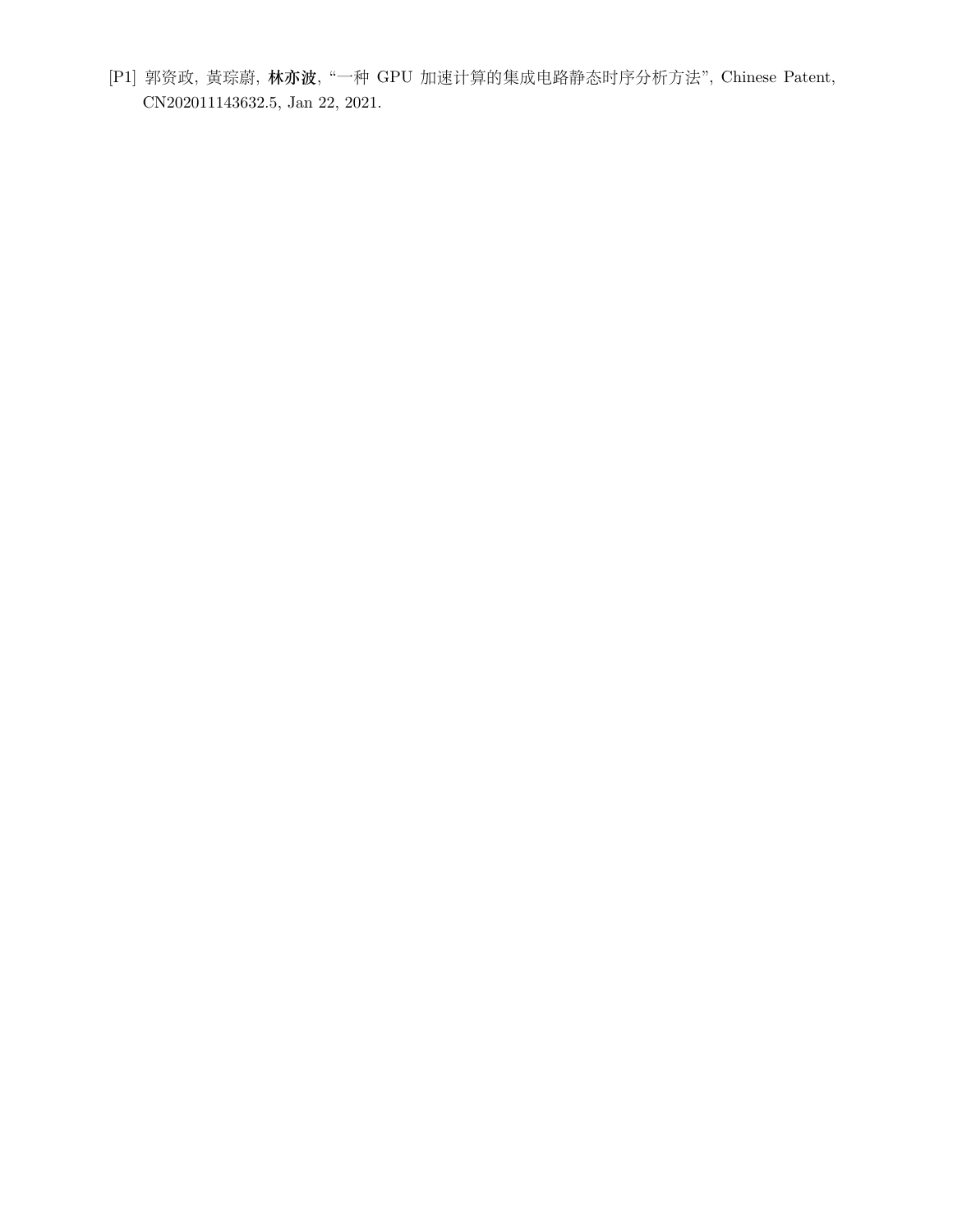[P1] 郭资政, 黄琮蔚, **林亦波**, "一种 GPU 加速计算的集成电路静态时序分析方法", Chinese Patent, CN202011143632.5, Jan 22, 2021.